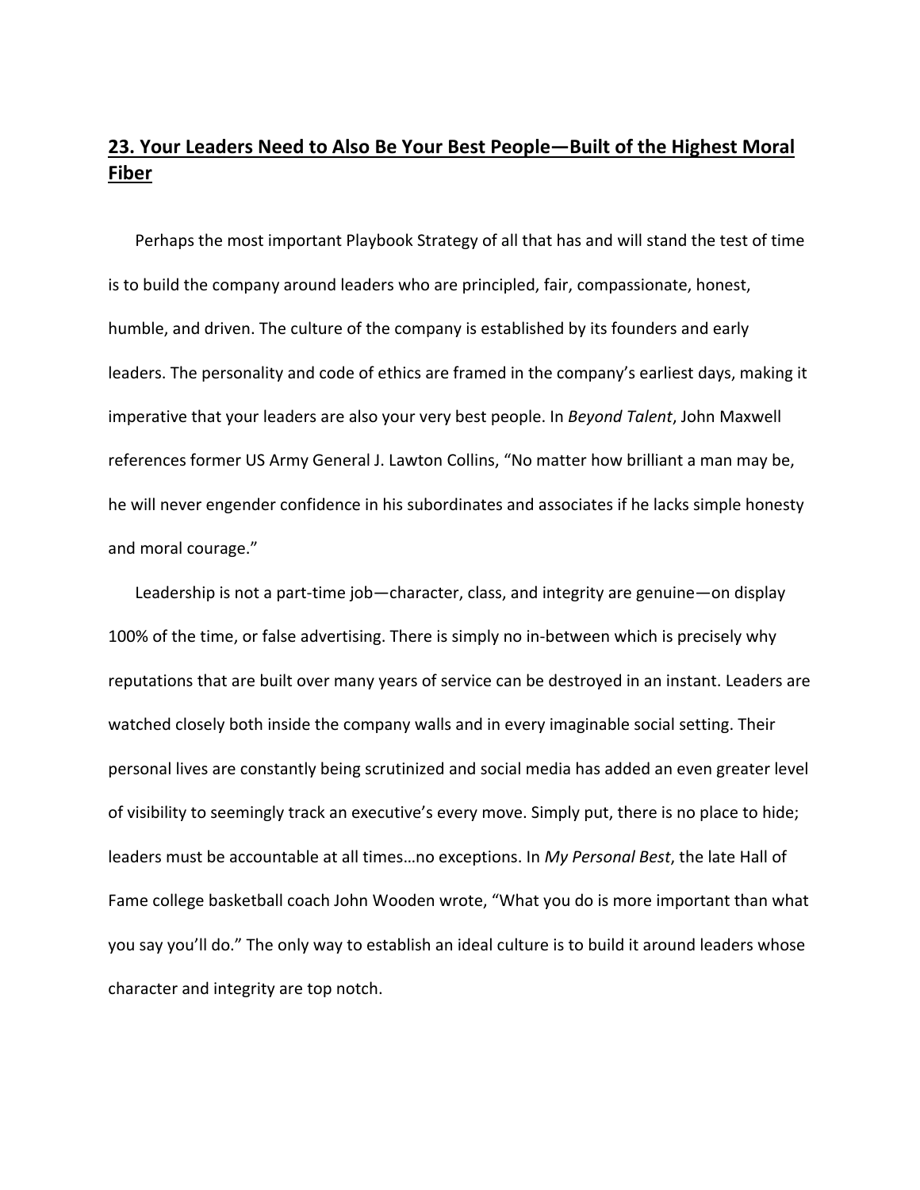## **23. Your Leaders Need to Also Be Your Best People—Built of the Highest Moral Fiber**

Perhaps the most important Playbook Strategy of all that has and will stand the test of time is to build the company around leaders who are principled, fair, compassionate, honest, humble, and driven. The culture of the company is established by its founders and early leaders. The personality and code of ethics are framed in the company's earliest days, making it imperative that your leaders are also your very best people. In *Beyond Talent*, John Maxwell references former US Army General J. Lawton Collins, "No matter how brilliant a man may be, he will never engender confidence in his subordinates and associates if he lacks simple honesty and moral courage."

Leadership is not a part-time job—character, class, and integrity are genuine—on display 100% of the time, or false advertising. There is simply no in-between which is precisely why reputations that are built over many years of service can be destroyed in an instant. Leaders are watched closely both inside the company walls and in every imaginable social setting. Their personal lives are constantly being scrutinized and social media has added an even greater level of visibility to seemingly track an executive's every move. Simply put, there is no place to hide; leaders must be accountable at all times…no exceptions. In *My Personal Best*, the late Hall of Fame college basketball coach John Wooden wrote, "What you do is more important than what you say you'll do." The only way to establish an ideal culture is to build it around leaders whose character and integrity are top notch.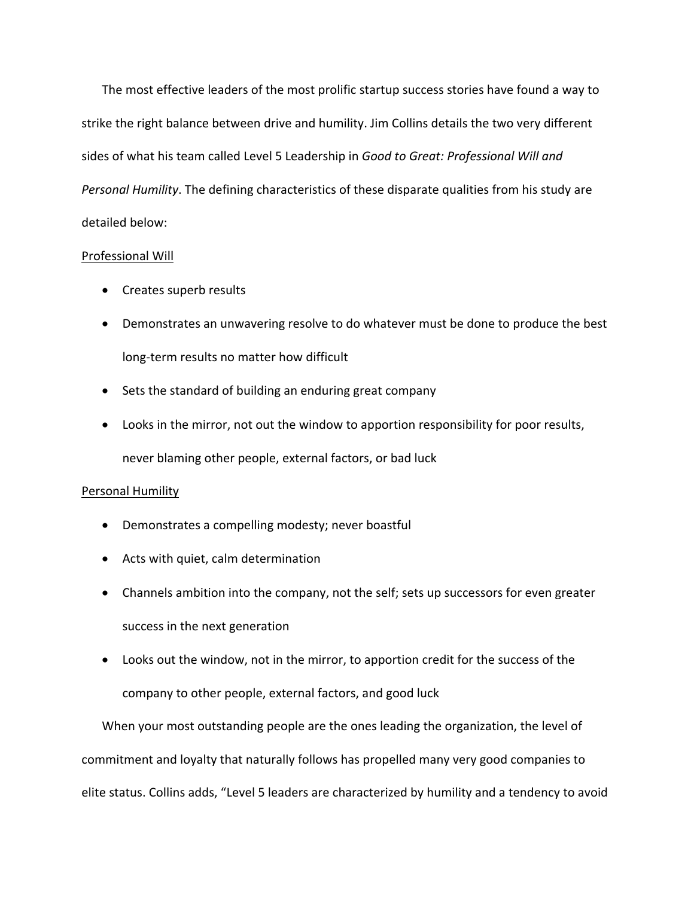The most effective leaders of the most prolific startup success stories have found a way to strike the right balance between drive and humility. Jim Collins details the two very different sides of what his team called Level 5 Leadership in *Good to Great: Professional Will and Personal Humility*. The defining characteristics of these disparate qualities from his study are detailed below:

<u>Professional Will</u>

- Creates superb results
- Demonstrates an unwavering resolve to do whatever must be done to produce the best long-term results no matter how difficult
- Sets the standard of building an enduring great company
- Looks in the mirror, not out the window to apportion responsibility for poor results, never blaming other people, external factors, or bad luck

<u>Personal Humility</u>

- Demonstrates a compelling modesty; never boastful
- Acts with quiet, calm determination
- Channels ambition into the company, not the self; sets up successors for even greater success in the next generation
- Looks out the window, not in the mirror, to apportion credit for the success of the company to other people, external factors, and good luck

When your most outstanding people are the ones leading the organization, the level of commitment and loyalty that naturally follows has propelled many very good companies to elite status. Collins adds, "Level 5 leaders are characterized by humility and a tendency to avoid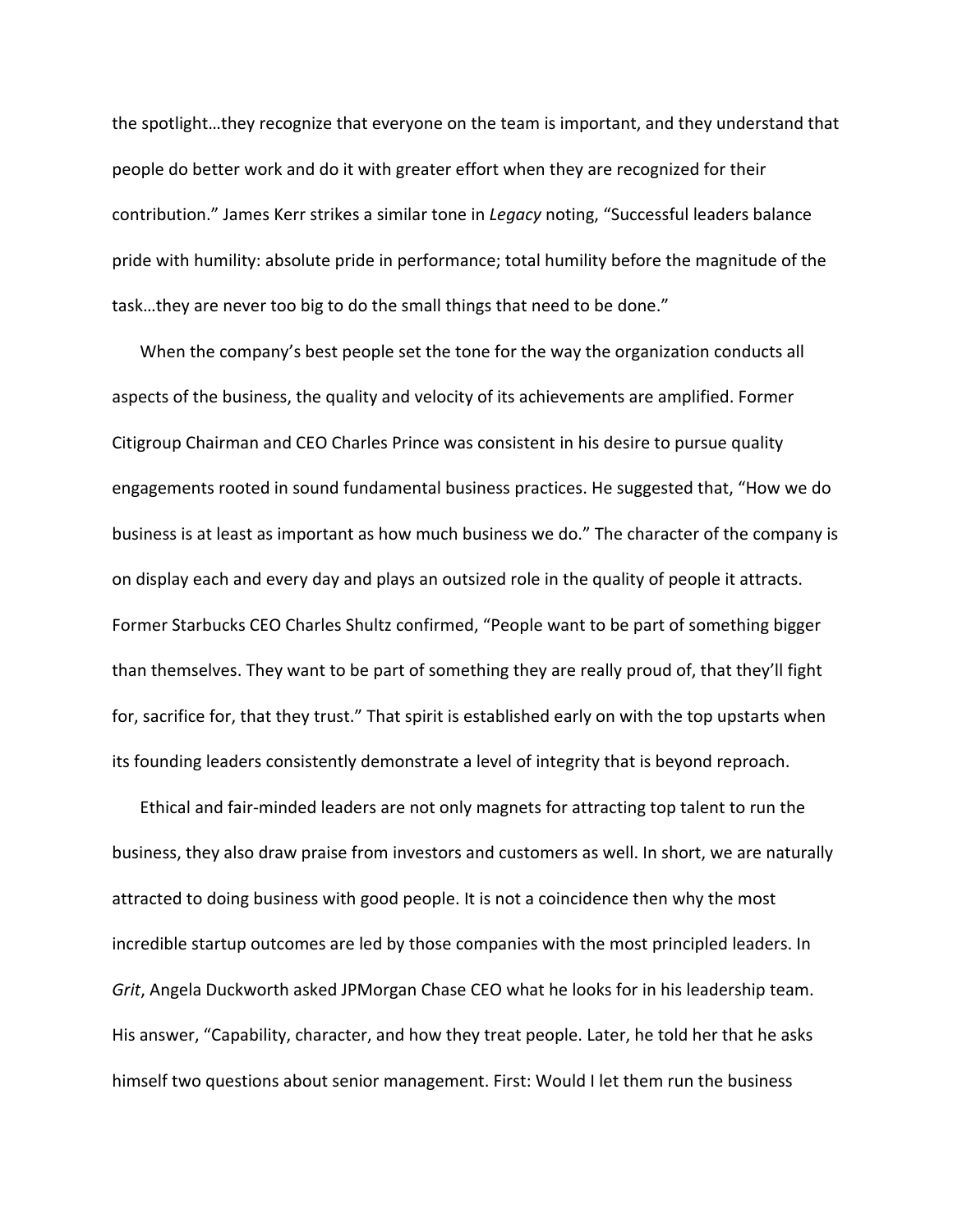the spotlight…they recognize that everyone on the team is important, and they understand that people do better work and do it with greater effort when they are recognized for their contribution." James Kerr strikes a similar tone in *Legacy* noting, "Successful leaders balance pride with humility: absolute pride in performance; total humility before the magnitude of the task…they are never too big to do the small things that need to be done."

When the company's best people set the tone for the way the organization conducts all aspects of the business, the quality and velocity of its achievements are amplified. Former Citigroup Chairman and CEO Charles Prince was consistent in his desire to pursue quality engagements rooted in sound fundamental business practices. He suggested that, "How we do business is at least as important as how much business we do." The character of the company is on display each and every day and plays an outsized role in the quality of people it attracts. Former Starbucks CEO Charles Shultz confirmed, "People want to be part of something bigger than themselves. They want to be part of something they are really proud of, that they'll fight for, sacrifice for, that they trust." That spirit is established early on with the top upstarts when its founding leaders consistently demonstrate a level of integrity that is beyond reproach.

Ethical and fair-minded leaders are not only magnets for attracting top talent to run the business, they also draw praise from investors and customers as well. In short, we are naturally attracted to doing business with good people. It is not a coincidence then why the most incredible startup outcomes are led by those companies with the most principled leaders. In *Grit*, Angela Duckworth asked JPMorgan Chase CEO what he looks for in his leadership team. His answer, "Capability, character, and how they treat people. Later, he told her that he asks himself two questions about senior management. First: Would I let them run the business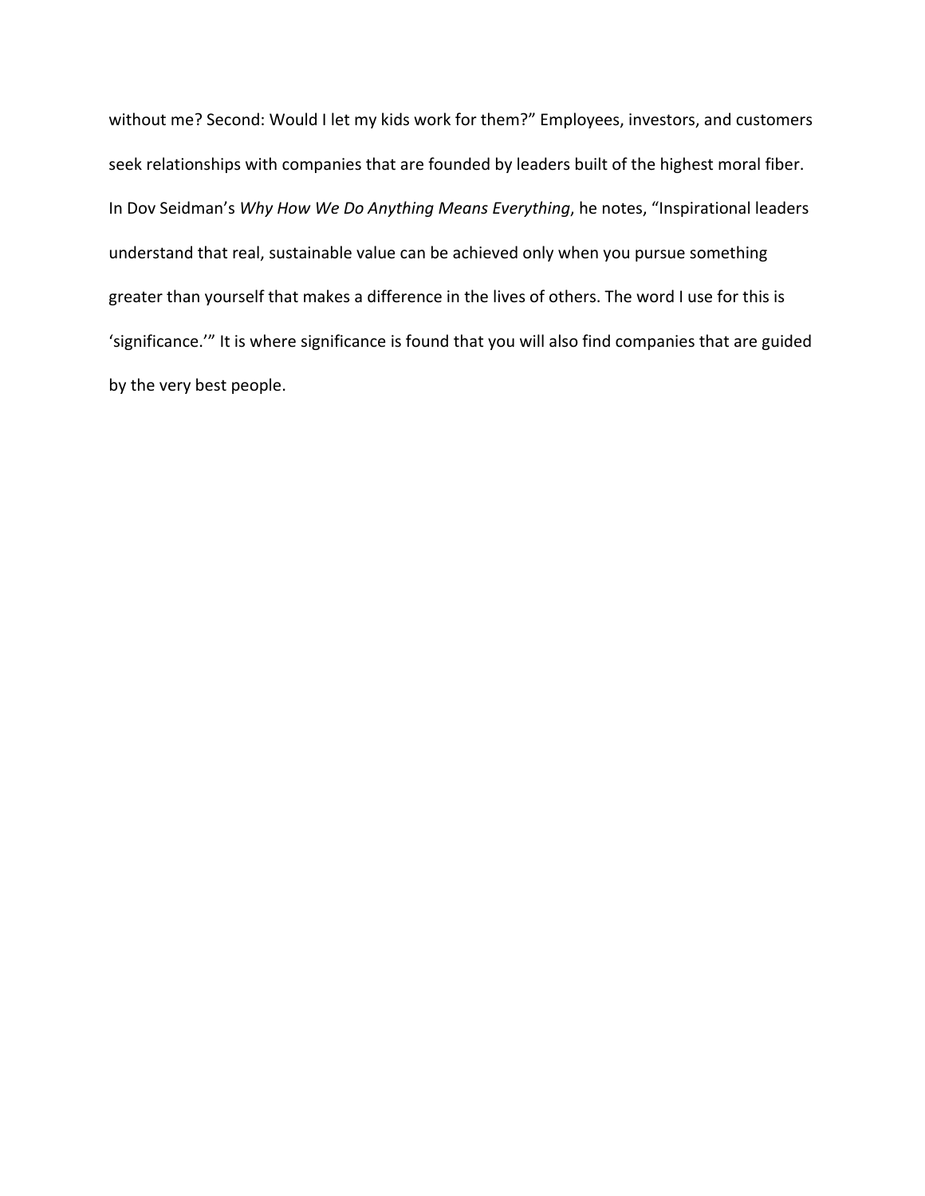without me? Second: Would I let my kids work for them?" Employees, investors, and customers seek relationships with companies that are founded by leaders built of the highest moral fiber. In Dov Seidman's *Why How We Do Anything Means Everything*, he notes, "Inspirational leaders understand that real, sustainable value can be achieved only when you pursue something greater than yourself that makes a difference in the lives of others. The word I use for this is 'significance.'" It is where significance is found that you will also find companies that are guided by the very best people.